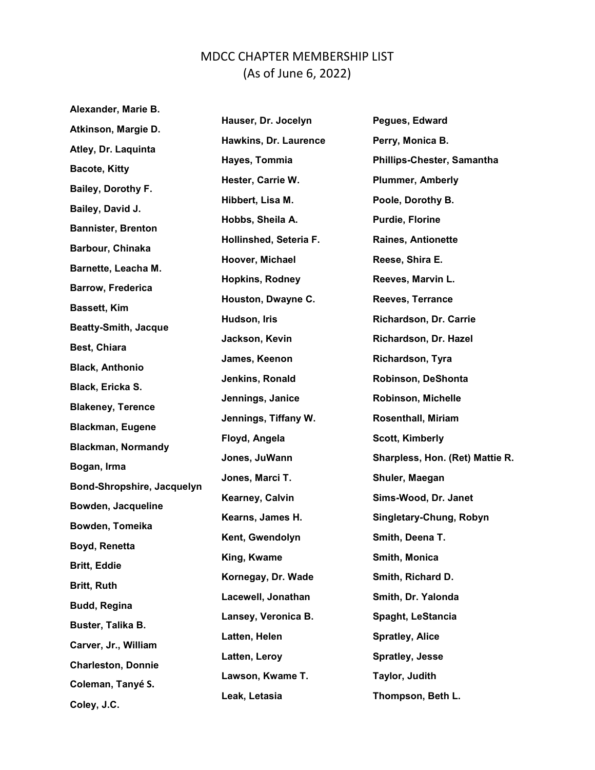# MDCC CHAPTER MEMBERSHIP LIST
(As of June 6, 2022)

**Alexander, Marie B.**
**Atkinson, Margie D.**
**Atley, Dr. Laquinta**
**Bacote, Kitty**
**Bailey, Dorothy F.**
**Bailey, David J.**
**Bannister, Brenton**
**Barbour, Chinaka**
**Barnette, Leacha M.**
**Barrow, Frederica**
**Bassett, Kim**
**Beatty-Smith, Jacque**
**Best, Chiara**
**Black, Anthonio**
**Black, Ericka S.**
**Blakeney, Terence**
**Blackman, Eugene**
**Blackman, Normandy**
**Bogan, Irma**
**Bond-Shropshire, Jacquelyn**
**Bowden, Jacqueline**
**Bowden, Tomeika**
**Boyd, Renetta**
**Britt, Eddie**
**Britt, Ruth**
**Budd, Regina**
**Buster, Talika B.**
**Carver, Jr., William**
**Charleston, Donnie**
**Coleman, Tanyé S.**
**Coley, J.C.**

**Hauser, Dr. Jocelyn**
**Hawkins, Dr. Laurence**
**Hayes, Tommia**
**Hester, Carrie W.**
**Hibbert, Lisa M.**
**Hobbs, Sheila A.**
**Hollinshed, Seteria F.**
**Hoover, Michael**
**Hopkins, Rodney**
**Houston, Dwayne C.**
**Hudson, Iris**
**Jackson, Kevin**
**James, Keenon**
**Jenkins, Ronald**
**Jennings, Janice**
**Jennings, Tiffany W.**
**Floyd, Angela**
**Jones, JuWann**
**Jones, Marci T.**
**Kearney, Calvin**
**Kearns, James H.**
**Kent, Gwendolyn**
**King, Kwame**
**Kornegay, Dr. Wade**
**Lacewell, Jonathan**
**Lansey, Veronica B.**
**Latten, Helen**
**Latten, Leroy**
**Lawson, Kwame T.**
**Leak, Letasia**

**Pegues, Edward**
**Perry, Monica B.**
**Phillips-Chester, Samantha**
**Plummer, Amberly**
**Poole, Dorothy B.**
**Purdie, Florine**
**Raines, Antionette**
**Reese, Shira E.**
**Reeves, Marvin L.**
**Reeves, Terrance**
**Richardson, Dr. Carrie**
**Richardson, Dr. Hazel**
**Richardson, Tyra**
**Robinson, DeShonta**
**Robinson, Michelle**
**Rosenthall, Miriam**
**Scott, Kimberly**
**Sharpless, Hon. (Ret) Mattie R.**
**Shuler, Maegan**
**Sims-Wood, Dr. Janet**
**Singletary-Chung, Robyn**
**Smith, Deena T.**
**Smith, Monica**
**Smith, Richard D.**
**Smith, Dr. Yalonda**
**Spaght, LeStancia**
**Spratley, Alice**
**Spratley, Jesse**
**Taylor, Judith**
**Thompson, Beth L.**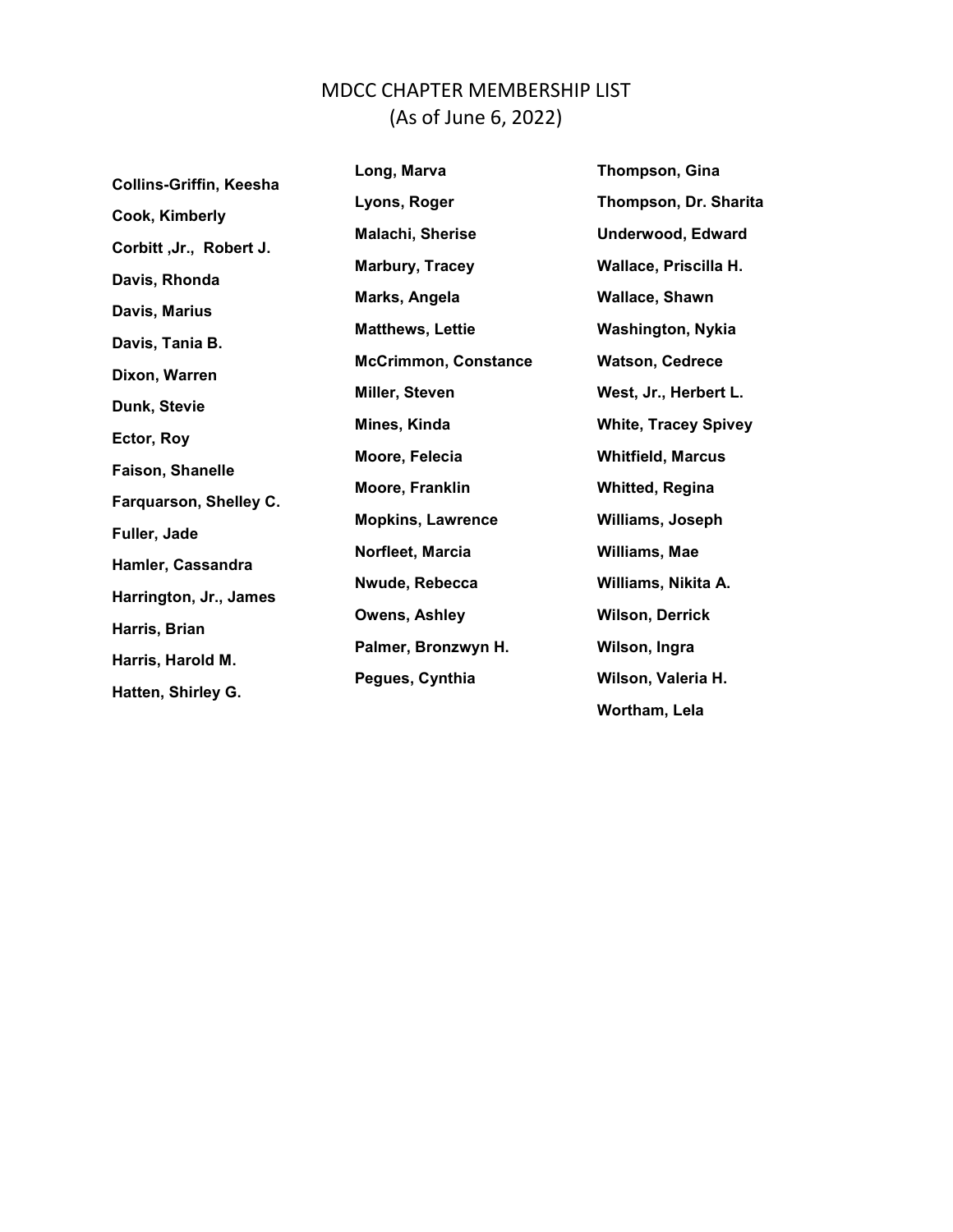# MDCC CHAPTER MEMBERSHIP LIST
## (As of June 6, 2022)

**Collins-Griffin, Keesha**

**Cook, Kimberly**

**Corbitt ,Jr., Robert J.**

**Davis, Rhonda**

**Davis, Marius**

**Davis, Tania B.**

**Dixon, Warren**

**Dunk, Stevie**

**Ector, Roy**

**Faison, Shanelle**

**Farquarson, Shelley C.**

**Fuller, Jade**

**Hamler, Cassandra**

**Harrington, Jr., James**

**Harris, Brian**

**Harris, Harold M.**

**Hatten, Shirley G.**

**Long, Marva**

**Lyons, Roger**

**Malachi, Sherise**

**Marbury, Tracey**

**Marks, Angela**

**Matthews, Lettie**

**McCrimmon, Constance**

**Miller, Steven**

**Mines, Kinda**

**Moore, Felecia**

**Moore, Franklin**

**Mopkins, Lawrence**

**Norfleet, Marcia**

**Nwude, Rebecca**

**Owens, Ashley**

**Palmer, Bronzwyn H.**

**Pegues, Cynthia**

**Thompson, Gina**

**Thompson, Dr. Sharita**

**Underwood, Edward**

**Wallace, Priscilla H.**

**Wallace, Shawn**

**Washington, Nykia**

**Watson, Cedrece**

**West, Jr., Herbert L.**

**White, Tracey Spivey**

**Whitfield, Marcus**

**Whitted, Regina**

**Williams, Joseph**

**Williams, Mae**

**Williams, Nikita A.**

**Wilson, Derrick**

**Wilson, Ingra**

**Wilson, Valeria H.**

**Wortham, Lela**